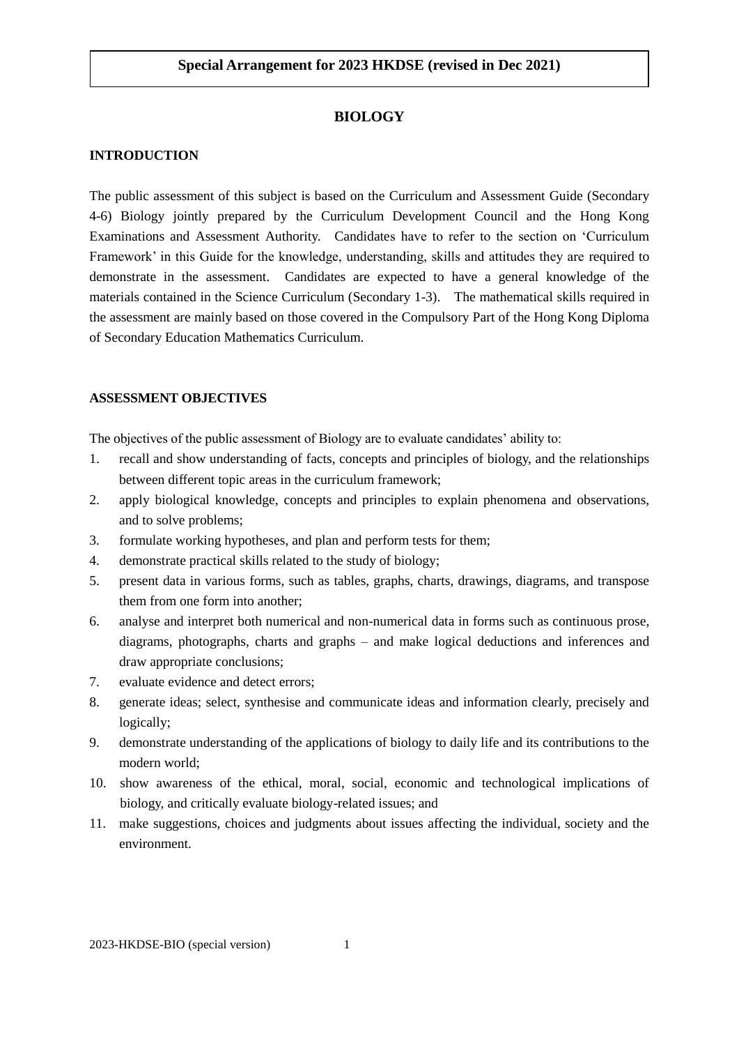**Special Arrangement for 2023 HKDSE (revised in Dec 2021)**

# BIOLOGY

## INTRODUCTION

The public assessment of this subject is based on the Curriculum and Assessment Guide (Secondary 4-6) Biology jointly prepared by the Curriculum Development Council and the Hong Kong Examinations and Assessment Authority. Candidates have to refer to the section on 'Curriculum Framework' in this Guide for the knowledge, understanding, skills and attitudes they are required to demonstrate in the assessment. Candidates are expected to have a general knowledge of the materials contained in the Science Curriculum (Secondary 1-3). The mathematical skills required in the assessment are mainly based on those covered in the Compulsory Part of the Hong Kong Diploma of Secondary Education Mathematics Curriculum.

## ASSESSMENT OBJECTIVES

The objectives of the public assessment of Biology are to evaluate candidates' ability to:

1. recall and show understanding of facts, concepts and principles of biology, and the relationships between different topic areas in the curriculum framework;
2. apply biological knowledge, concepts and principles to explain phenomena and observations, and to solve problems;
3. formulate working hypotheses, and plan and perform tests for them;
4. demonstrate practical skills related to the study of biology;
5. present data in various forms, such as tables, graphs, charts, drawings, diagrams, and transpose them from one form into another;
6. analyse and interpret both numerical and non-numerical data in forms such as continuous prose, diagrams, photographs, charts and graphs – and make logical deductions and inferences and draw appropriate conclusions;
7. evaluate evidence and detect errors;
8. generate ideas; select, synthesise and communicate ideas and information clearly, precisely and logically;
9. demonstrate understanding of the applications of biology to daily life and its contributions to the modern world;
10. show awareness of the ethical, moral, social, economic and technological implications of biology, and critically evaluate biology-related issues; and
11. make suggestions, choices and judgments about issues affecting the individual, society and the environment.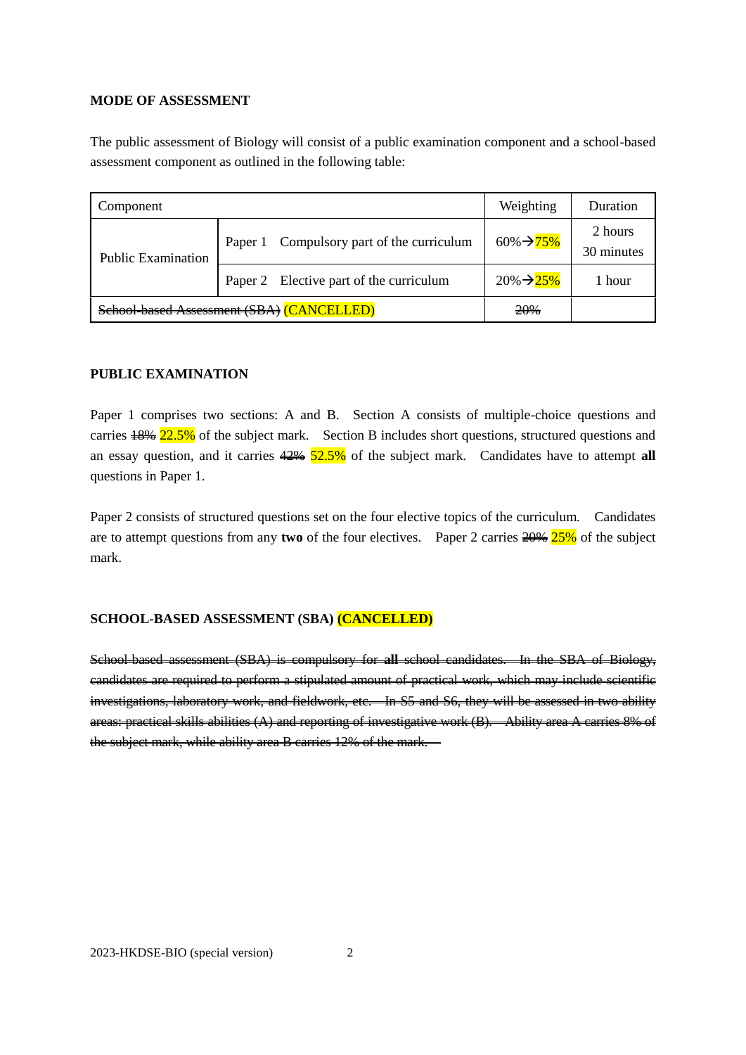**MODE OF ASSESSMENT**

The public assessment of Biology will consist of a public examination component and a school-based assessment component as outlined in the following table:

| Component | | Weighting | Duration |
|---|---|---|---|
| Public Examination | Paper 1 Compulsory part of the curriculum | 60%→75% | 2 hours 30 minutes |
| | Paper 2 Elective part of the curriculum | 20%→25% | 1 hour |
| ~~School-based Assessment (SBA)~~ (CANCELLED) | | ~~20%~~ | |

**PUBLIC EXAMINATION**

Paper 1 comprises two sections: A and B. Section A consists of multiple-choice questions and carries ~~18%~~ 22.5% of the subject mark. Section B includes short questions, structured questions and an essay question, and it carries ~~42%~~ 52.5% of the subject mark. Candidates have to attempt **all** questions in Paper 1.

Paper 2 consists of structured questions set on the four elective topics of the curriculum. Candidates are to attempt questions from any **two** of the four electives. Paper 2 carries ~~20%~~ 25% of the subject mark.

**SCHOOL-BASED ASSESSMENT (SBA) (CANCELLED)**

~~School-based assessment (SBA) is compulsory for **all** school candidates. In the SBA of Biology, candidates are required to perform a stipulated amount of practical work, which may include scientific investigations, laboratory work, and fieldwork, etc. In S5 and S6, they will be assessed in two ability areas: practical skills abilities (A) and reporting of investigative work (B). Ability area A carries 8% of the subject mark, while ability area B carries 12% of the mark.~~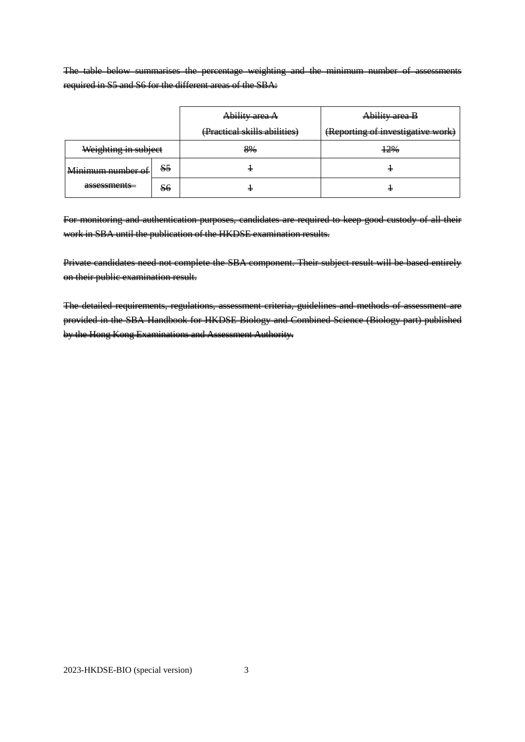~~The table below summarises the percentage weighting and the minimum number of assessments required in S5 and S6 for the different areas of the SBA:~~

| | | ~~Ability area A~~ ~~(Practical skills abilities)~~ | ~~Ability area B~~ ~~(Reporting of investigative work)~~ |
|---|---|---|---|
| ~~Weighting in subject~~ | | ~~8%~~ | ~~12%~~ |
| ~~Minimum number of assessments~~ | ~~S5~~ | ~~1~~ | ~~1~~ |
| | ~~S6~~ | ~~1~~ | ~~1~~ |

~~For monitoring and authentication purposes, candidates are required to keep good custody of all their work in SBA until the publication of the HKDSE examination results.~~

~~Private candidates need not complete the SBA component. Their subject result will be based entirely on their public examination result.~~

~~The detailed requirements, regulations, assessment criteria, guidelines and methods of assessment are provided in the SBA Handbook for HKDSE Biology and Combined Science (Biology part) published by the Hong Kong Examinations and Assessment Authority.~~